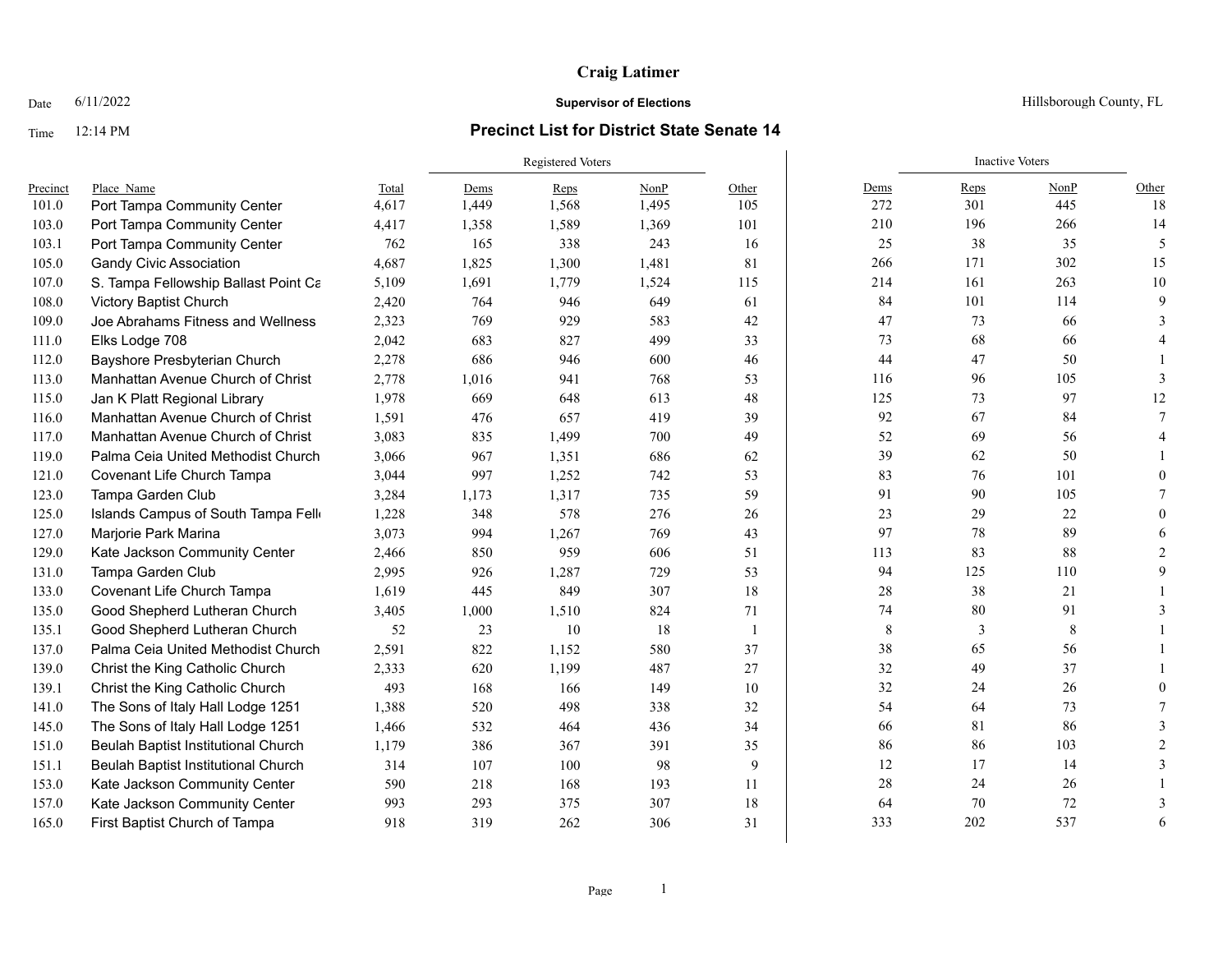# Craig Latimer

Date 6/11/2022 — **Supervisor of Elections** — Hillsborough County, FL

Time 12:14 PM — **Precinct List for District State Senate 14**

| Precinct | Place_Name | Total | Registered Voters | | | | Inactive Voters | | | |
|---|---|---|---|---|---|---|---|---|---|---|
| | | | Dems | Reps | NonP | Other | Dems | Reps | NonP | Other |
| 101.0 | Port Tampa Community Center | 4,617 | 1,449 | 1,568 | 1,495 | 105 | 272 | 301 | 445 | 18 |
| 103.0 | Port Tampa Community Center | 4,417 | 1,358 | 1,589 | 1,369 | 101 | 210 | 196 | 266 | 14 |
| 103.1 | Port Tampa Community Center | 762 | 165 | 338 | 243 | 16 | 25 | 38 | 35 | 5 |
| 105.0 | Gandy Civic Association | 4,687 | 1,825 | 1,300 | 1,481 | 81 | 266 | 171 | 302 | 15 |
| 107.0 | S. Tampa Fellowship Ballast Point Ca | 5,109 | 1,691 | 1,779 | 1,524 | 115 | 214 | 161 | 263 | 10 |
| 108.0 | Victory Baptist Church | 2,420 | 764 | 946 | 649 | 61 | 84 | 101 | 114 | 9 |
| 109.0 | Joe Abrahams Fitness and Wellness | 2,323 | 769 | 929 | 583 | 42 | 47 | 73 | 66 | 3 |
| 111.0 | Elks Lodge 708 | 2,042 | 683 | 827 | 499 | 33 | 73 | 68 | 66 | 4 |
| 112.0 | Bayshore Presbyterian Church | 2,278 | 686 | 946 | 600 | 46 | 44 | 47 | 50 | 1 |
| 113.0 | Manhattan Avenue Church of Christ | 2,778 | 1,016 | 941 | 768 | 53 | 116 | 96 | 105 | 3 |
| 115.0 | Jan K Platt Regional Library | 1,978 | 669 | 648 | 613 | 48 | 125 | 73 | 97 | 12 |
| 116.0 | Manhattan Avenue Church of Christ | 1,591 | 476 | 657 | 419 | 39 | 92 | 67 | 84 | 7 |
| 117.0 | Manhattan Avenue Church of Christ | 3,083 | 835 | 1,499 | 700 | 49 | 52 | 69 | 56 | 4 |
| 119.0 | Palma Ceia United Methodist Church | 3,066 | 967 | 1,351 | 686 | 62 | 39 | 62 | 50 | 1 |
| 121.0 | Covenant Life Church Tampa | 3,044 | 997 | 1,252 | 742 | 53 | 83 | 76 | 101 | 0 |
| 123.0 | Tampa Garden Club | 3,284 | 1,173 | 1,317 | 735 | 59 | 91 | 90 | 105 | 7 |
| 125.0 | Islands Campus of South Tampa Fell | 1,228 | 348 | 578 | 276 | 26 | 23 | 29 | 22 | 0 |
| 127.0 | Marjorie Park Marina | 3,073 | 994 | 1,267 | 769 | 43 | 97 | 78 | 89 | 6 |
| 129.0 | Kate Jackson Community Center | 2,466 | 850 | 959 | 606 | 51 | 113 | 83 | 88 | 2 |
| 131.0 | Tampa Garden Club | 2,995 | 926 | 1,287 | 729 | 53 | 94 | 125 | 110 | 9 |
| 133.0 | Covenant Life Church Tampa | 1,619 | 445 | 849 | 307 | 18 | 28 | 38 | 21 | 1 |
| 135.0 | Good Shepherd Lutheran Church | 3,405 | 1,000 | 1,510 | 824 | 71 | 74 | 80 | 91 | 3 |
| 135.1 | Good Shepherd Lutheran Church | 52 | 23 | 10 | 18 | 1 | 8 | 3 | 8 | 1 |
| 137.0 | Palma Ceia United Methodist Church | 2,591 | 822 | 1,152 | 580 | 37 | 38 | 65 | 56 | 1 |
| 139.0 | Christ the King Catholic Church | 2,333 | 620 | 1,199 | 487 | 27 | 32 | 49 | 37 | 1 |
| 139.1 | Christ the King Catholic Church | 493 | 168 | 166 | 149 | 10 | 32 | 24 | 26 | 0 |
| 141.0 | The Sons of Italy Hall Lodge 1251 | 1,388 | 520 | 498 | 338 | 32 | 54 | 64 | 73 | 7 |
| 145.0 | The Sons of Italy Hall Lodge 1251 | 1,466 | 532 | 464 | 436 | 34 | 66 | 81 | 86 | 3 |
| 151.0 | Beulah Baptist Institutional Church | 1,179 | 386 | 367 | 391 | 35 | 86 | 86 | 103 | 2 |
| 151.1 | Beulah Baptist Institutional Church | 314 | 107 | 100 | 98 | 9 | 12 | 17 | 14 | 3 |
| 153.0 | Kate Jackson Community Center | 590 | 218 | 168 | 193 | 11 | 28 | 24 | 26 | 1 |
| 157.0 | Kate Jackson Community Center | 993 | 293 | 375 | 307 | 18 | 64 | 70 | 72 | 3 |
| 165.0 | First Baptist Church of Tampa | 918 | 319 | 262 | 306 | 31 | 333 | 202 | 537 | 6 |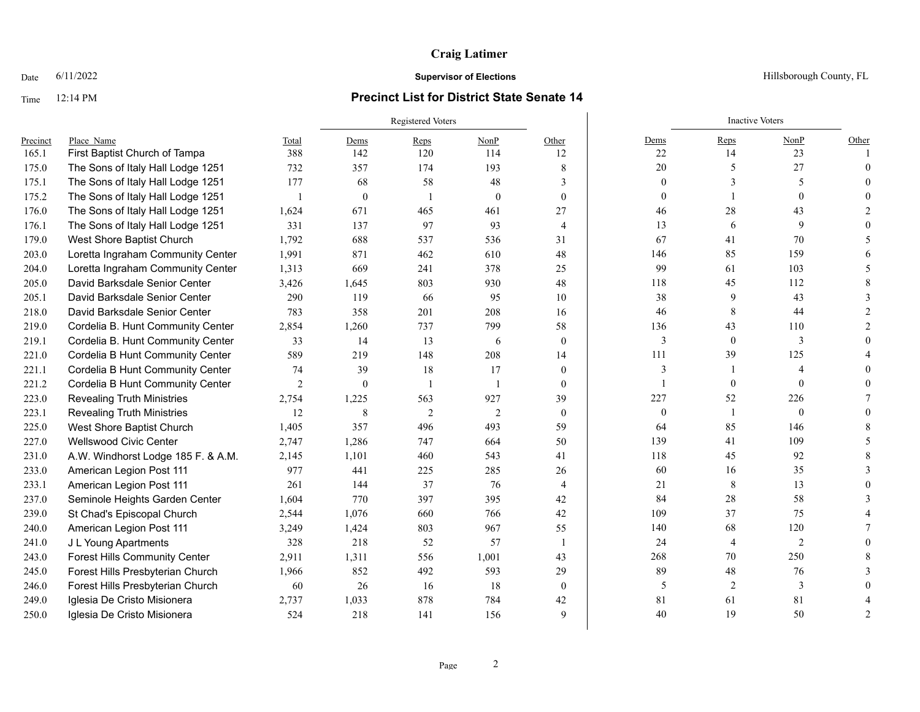# Craig Latimer

Date 6/11/2022 **Supervisor of Elections** Hillsborough County, FL

Time 12:14 PM

## Precinct List for District State Senate 14

| | | | Registered Voters | | | | Inactive Voters | | | |
|---|---|---|---|---|---|---|---|---|---|---|
| Precinct | Place Name | Total | Dems | Reps | NonP | Other | Dems | Reps | NonP | Other |
| 165.1 | First Baptist Church of Tampa | 388 | 142 | 120 | 114 | 12 | 22 | 14 | 23 | 1 |
| 175.0 | The Sons of Italy Hall Lodge 1251 | 732 | 357 | 174 | 193 | 8 | 20 | 5 | 27 | 0 |
| 175.1 | The Sons of Italy Hall Lodge 1251 | 177 | 68 | 58 | 48 | 3 | 0 | 3 | 5 | 0 |
| 175.2 | The Sons of Italy Hall Lodge 1251 | 1 | 0 | 1 | 0 | 0 | 0 | 1 | 0 | 0 |
| 176.0 | The Sons of Italy Hall Lodge 1251 | 1,624 | 671 | 465 | 461 | 27 | 46 | 28 | 43 | 2 |
| 176.1 | The Sons of Italy Hall Lodge 1251 | 331 | 137 | 97 | 93 | 4 | 13 | 6 | 9 | 0 |
| 179.0 | West Shore Baptist Church | 1,792 | 688 | 537 | 536 | 31 | 67 | 41 | 70 | 5 |
| 203.0 | Loretta Ingraham Community Center | 1,991 | 871 | 462 | 610 | 48 | 146 | 85 | 159 | 6 |
| 204.0 | Loretta Ingraham Community Center | 1,313 | 669 | 241 | 378 | 25 | 99 | 61 | 103 | 5 |
| 205.0 | David Barksdale Senior Center | 3,426 | 1,645 | 803 | 930 | 48 | 118 | 45 | 112 | 8 |
| 205.1 | David Barksdale Senior Center | 290 | 119 | 66 | 95 | 10 | 38 | 9 | 43 | 3 |
| 218.0 | David Barksdale Senior Center | 783 | 358 | 201 | 208 | 16 | 46 | 8 | 44 | 2 |
| 219.0 | Cordelia B. Hunt Community Center | 2,854 | 1,260 | 737 | 799 | 58 | 136 | 43 | 110 | 2 |
| 219.1 | Cordelia B. Hunt Community Center | 33 | 14 | 13 | 6 | 0 | 3 | 0 | 3 | 0 |
| 221.0 | Cordelia B Hunt Community Center | 589 | 219 | 148 | 208 | 14 | 111 | 39 | 125 | 4 |
| 221.1 | Cordelia B Hunt Community Center | 74 | 39 | 18 | 17 | 0 | 3 | 1 | 4 | 0 |
| 221.2 | Cordelia B Hunt Community Center | 2 | 0 | 1 | 1 | 0 | 1 | 0 | 0 | 0 |
| 223.0 | Revealing Truth Ministries | 2,754 | 1,225 | 563 | 927 | 39 | 227 | 52 | 226 | 7 |
| 223.1 | Revealing Truth Ministries | 12 | 8 | 2 | 2 | 0 | 0 | 1 | 0 | 0 |
| 225.0 | West Shore Baptist Church | 1,405 | 357 | 496 | 493 | 59 | 64 | 85 | 146 | 8 |
| 227.0 | Wellswood Civic Center | 2,747 | 1,286 | 747 | 664 | 50 | 139 | 41 | 109 | 5 |
| 231.0 | A.W. Windhorst Lodge 185 F. & A.M. | 2,145 | 1,101 | 460 | 543 | 41 | 118 | 45 | 92 | 8 |
| 233.0 | American Legion Post 111 | 977 | 441 | 225 | 285 | 26 | 60 | 16 | 35 | 3 |
| 233.1 | American Legion Post 111 | 261 | 144 | 37 | 76 | 4 | 21 | 8 | 13 | 0 |
| 237.0 | Seminole Heights Garden Center | 1,604 | 770 | 397 | 395 | 42 | 84 | 28 | 58 | 3 |
| 239.0 | St Chad's Episcopal Church | 2,544 | 1,076 | 660 | 766 | 42 | 109 | 37 | 75 | 4 |
| 240.0 | American Legion Post 111 | 3,249 | 1,424 | 803 | 967 | 55 | 140 | 68 | 120 | 7 |
| 241.0 | J L Young Apartments | 328 | 218 | 52 | 57 | 1 | 24 | 4 | 2 | 0 |
| 243.0 | Forest Hills Community Center | 2,911 | 1,311 | 556 | 1,001 | 43 | 268 | 70 | 250 | 8 |
| 245.0 | Forest Hills Presbyterian Church | 1,966 | 852 | 492 | 593 | 29 | 89 | 48 | 76 | 3 |
| 246.0 | Forest Hills Presbyterian Church | 60 | 26 | 16 | 18 | 0 | 5 | 2 | 3 | 0 |
| 249.0 | Iglesia De Cristo Misionera | 2,737 | 1,033 | 878 | 784 | 42 | 81 | 61 | 81 | 4 |
| 250.0 | Iglesia De Cristo Misionera | 524 | 218 | 141 | 156 | 9 | 40 | 19 | 50 | 2 |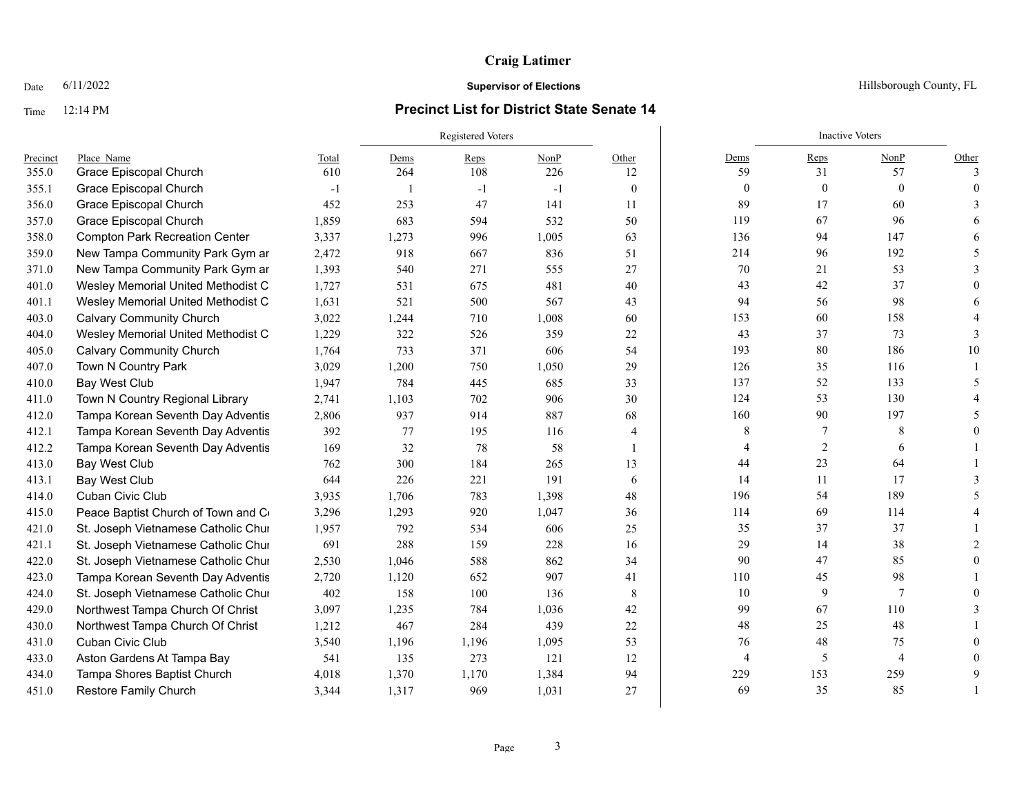# Craig Latimer

Date 6/11/2022 | **Supervisor of Elections** | Hillsborough County, FL

Time 12:14 PM | **Precinct List for District State Senate 14**

| | | | Registered Voters | | | | Inactive Voters | | | |
|---|---|---|---|---|---|---|---|---|---|---|
| Precinct | Place_Name | Total | Dems | Reps | NonP | Other | Dems | Reps | NonP | Other |
| 355.0 | Grace Episcopal Church | 610 | 264 | 108 | 226 | 12 | 59 | 31 | 57 | 3 |
| 355.1 | Grace Episcopal Church | -1 | 1 | -1 | -1 | 0 | 0 | 0 | 0 | 0 |
| 356.0 | Grace Episcopal Church | 452 | 253 | 47 | 141 | 11 | 89 | 17 | 60 | 3 |
| 357.0 | Grace Episcopal Church | 1,859 | 683 | 594 | 532 | 50 | 119 | 67 | 96 | 6 |
| 358.0 | Compton Park Recreation Center | 3,337 | 1,273 | 996 | 1,005 | 63 | 136 | 94 | 147 | 6 |
| 359.0 | New Tampa Community Park Gym ar | 2,472 | 918 | 667 | 836 | 51 | 214 | 96 | 192 | 5 |
| 371.0 | New Tampa Community Park Gym ar | 1,393 | 540 | 271 | 555 | 27 | 70 | 21 | 53 | 3 |
| 401.0 | Wesley Memorial United Methodist C | 1,727 | 531 | 675 | 481 | 40 | 43 | 42 | 37 | 0 |
| 401.1 | Wesley Memorial United Methodist C | 1,631 | 521 | 500 | 567 | 43 | 94 | 56 | 98 | 6 |
| 403.0 | Calvary Community Church | 3,022 | 1,244 | 710 | 1,008 | 60 | 153 | 60 | 158 | 4 |
| 404.0 | Wesley Memorial United Methodist C | 1,229 | 322 | 526 | 359 | 22 | 43 | 37 | 73 | 3 |
| 405.0 | Calvary Community Church | 1,764 | 733 | 371 | 606 | 54 | 193 | 80 | 186 | 10 |
| 407.0 | Town N Country Park | 3,029 | 1,200 | 750 | 1,050 | 29 | 126 | 35 | 116 | 1 |
| 410.0 | Bay West Club | 1,947 | 784 | 445 | 685 | 33 | 137 | 52 | 133 | 5 |
| 411.0 | Town N Country Regional Library | 2,741 | 1,103 | 702 | 906 | 30 | 124 | 53 | 130 | 4 |
| 412.0 | Tampa Korean Seventh Day Adventis | 2,806 | 937 | 914 | 887 | 68 | 160 | 90 | 197 | 5 |
| 412.1 | Tampa Korean Seventh Day Adventis | 392 | 77 | 195 | 116 | 4 | 8 | 7 | 8 | 0 |
| 412.2 | Tampa Korean Seventh Day Adventis | 169 | 32 | 78 | 58 | 1 | 4 | 2 | 6 | 1 |
| 413.0 | Bay West Club | 762 | 300 | 184 | 265 | 13 | 44 | 23 | 64 | 1 |
| 413.1 | Bay West Club | 644 | 226 | 221 | 191 | 6 | 14 | 11 | 17 | 3 |
| 414.0 | Cuban Civic Club | 3,935 | 1,706 | 783 | 1,398 | 48 | 196 | 54 | 189 | 5 |
| 415.0 | Peace Baptist Church of Town and Co | 3,296 | 1,293 | 920 | 1,047 | 36 | 114 | 69 | 114 | 4 |
| 421.0 | St. Joseph Vietnamese Catholic Chur | 1,957 | 792 | 534 | 606 | 25 | 35 | 37 | 37 | 1 |
| 421.1 | St. Joseph Vietnamese Catholic Chur | 691 | 288 | 159 | 228 | 16 | 29 | 14 | 38 | 2 |
| 422.0 | St. Joseph Vietnamese Catholic Chur | 2,530 | 1,046 | 588 | 862 | 34 | 90 | 47 | 85 | 0 |
| 423.0 | Tampa Korean Seventh Day Adventis | 2,720 | 1,120 | 652 | 907 | 41 | 110 | 45 | 98 | 1 |
| 424.0 | St. Joseph Vietnamese Catholic Chur | 402 | 158 | 100 | 136 | 8 | 10 | 9 | 7 | 0 |
| 429.0 | Northwest Tampa Church Of Christ | 3,097 | 1,235 | 784 | 1,036 | 42 | 99 | 67 | 110 | 3 |
| 430.0 | Northwest Tampa Church Of Christ | 1,212 | 467 | 284 | 439 | 22 | 48 | 25 | 48 | 1 |
| 431.0 | Cuban Civic Club | 3,540 | 1,196 | 1,196 | 1,095 | 53 | 76 | 48 | 75 | 0 |
| 433.0 | Aston Gardens At Tampa Bay | 541 | 135 | 273 | 121 | 12 | 4 | 5 | 4 | 0 |
| 434.0 | Tampa Shores Baptist Church | 4,018 | 1,370 | 1,170 | 1,384 | 94 | 229 | 153 | 259 | 9 |
| 451.0 | Restore Family Church | 3,344 | 1,317 | 969 | 1,031 | 27 | 69 | 35 | 85 | 1 |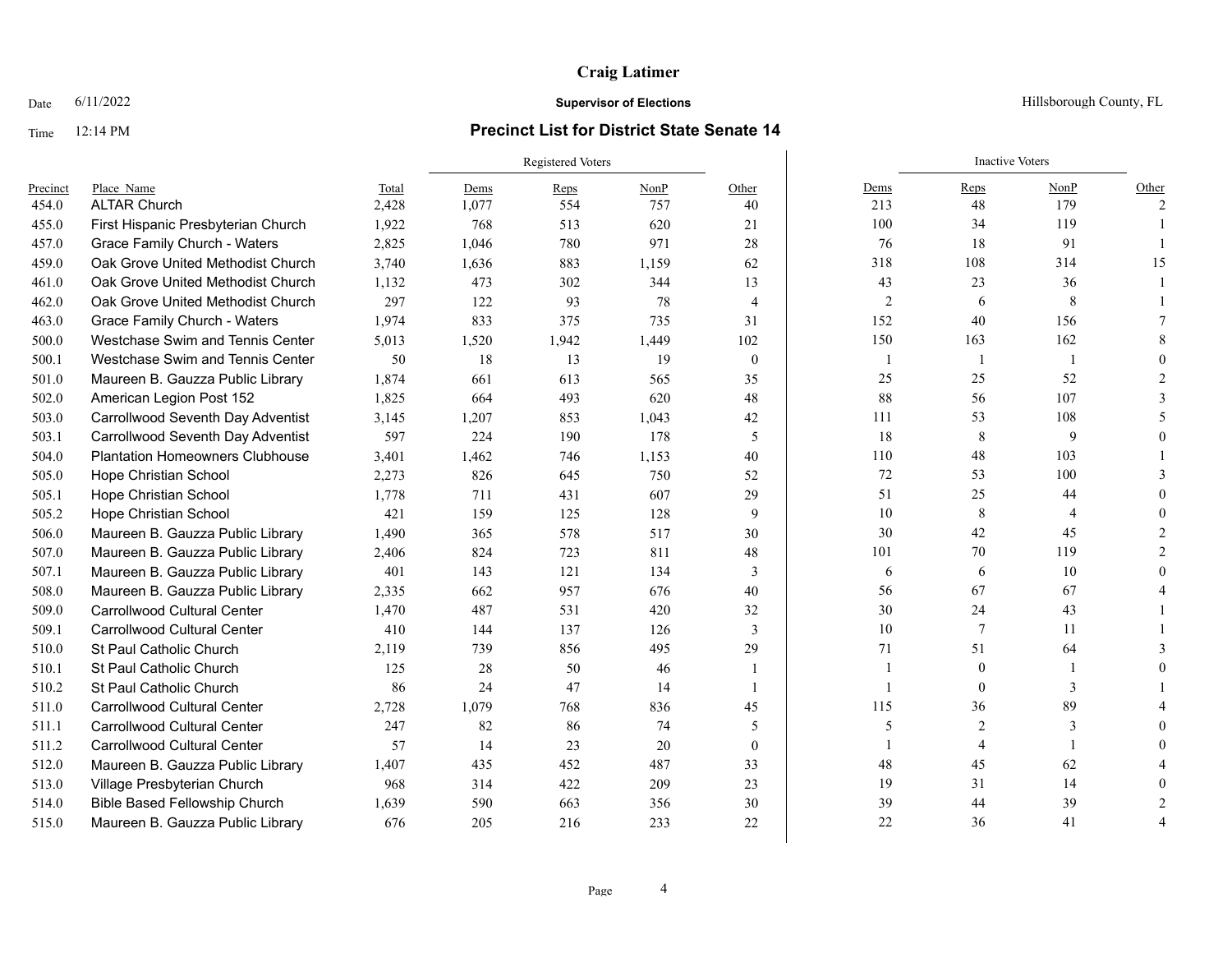# Craig Latimer

Date 6/11/2022 **Supervisor of Elections** Hillsborough County, FL

Time 12:14 PM

## Precinct List for District State Senate 14

| | | | Registered Voters | | | | Inactive Voters | | | |
|---|---|---|---|---|---|---|---|---|---|---|
| Precinct | Place Name | Total | Dems | Reps | NonP | Other | Dems | Reps | NonP | Other |
| 454.0 | ALTAR Church | 2,428 | 1,077 | 554 | 757 | 40 | 213 | 48 | 179 | 2 |
| 455.0 | First Hispanic Presbyterian Church | 1,922 | 768 | 513 | 620 | 21 | 100 | 34 | 119 | 1 |
| 457.0 | Grace Family Church - Waters | 2,825 | 1,046 | 780 | 971 | 28 | 76 | 18 | 91 | 1 |
| 459.0 | Oak Grove United Methodist Church | 3,740 | 1,636 | 883 | 1,159 | 62 | 318 | 108 | 314 | 15 |
| 461.0 | Oak Grove United Methodist Church | 1,132 | 473 | 302 | 344 | 13 | 43 | 23 | 36 | 1 |
| 462.0 | Oak Grove United Methodist Church | 297 | 122 | 93 | 78 | 4 | 2 | 6 | 8 | 1 |
| 463.0 | Grace Family Church - Waters | 1,974 | 833 | 375 | 735 | 31 | 152 | 40 | 156 | 7 |
| 500.0 | Westchase Swim and Tennis Center | 5,013 | 1,520 | 1,942 | 1,449 | 102 | 150 | 163 | 162 | 8 |
| 500.1 | Westchase Swim and Tennis Center | 50 | 18 | 13 | 19 | 0 | 1 | 1 | 1 | 0 |
| 501.0 | Maureen B. Gauzza Public Library | 1,874 | 661 | 613 | 565 | 35 | 25 | 25 | 52 | 2 |
| 502.0 | American Legion Post 152 | 1,825 | 664 | 493 | 620 | 48 | 88 | 56 | 107 | 3 |
| 503.0 | Carrollwood Seventh Day Adventist | 3,145 | 1,207 | 853 | 1,043 | 42 | 111 | 53 | 108 | 5 |
| 503.1 | Carrollwood Seventh Day Adventist | 597 | 224 | 190 | 178 | 5 | 18 | 8 | 9 | 0 |
| 504.0 | Plantation Homeowners Clubhouse | 3,401 | 1,462 | 746 | 1,153 | 40 | 110 | 48 | 103 | 1 |
| 505.0 | Hope Christian School | 2,273 | 826 | 645 | 750 | 52 | 72 | 53 | 100 | 3 |
| 505.1 | Hope Christian School | 1,778 | 711 | 431 | 607 | 29 | 51 | 25 | 44 | 0 |
| 505.2 | Hope Christian School | 421 | 159 | 125 | 128 | 9 | 10 | 8 | 4 | 0 |
| 506.0 | Maureen B. Gauzza Public Library | 1,490 | 365 | 578 | 517 | 30 | 30 | 42 | 45 | 2 |
| 507.0 | Maureen B. Gauzza Public Library | 2,406 | 824 | 723 | 811 | 48 | 101 | 70 | 119 | 2 |
| 507.1 | Maureen B. Gauzza Public Library | 401 | 143 | 121 | 134 | 3 | 6 | 6 | 10 | 0 |
| 508.0 | Maureen B. Gauzza Public Library | 2,335 | 662 | 957 | 676 | 40 | 56 | 67 | 67 | 4 |
| 509.0 | Carrollwood Cultural Center | 1,470 | 487 | 531 | 420 | 32 | 30 | 24 | 43 | 1 |
| 509.1 | Carrollwood Cultural Center | 410 | 144 | 137 | 126 | 3 | 10 | 7 | 11 | 1 |
| 510.0 | St Paul Catholic Church | 2,119 | 739 | 856 | 495 | 29 | 71 | 51 | 64 | 3 |
| 510.1 | St Paul Catholic Church | 125 | 28 | 50 | 46 | 1 | 1 | 0 | 1 | 0 |
| 510.2 | St Paul Catholic Church | 86 | 24 | 47 | 14 | 1 | 1 | 0 | 3 | 1 |
| 511.0 | Carrollwood Cultural Center | 2,728 | 1,079 | 768 | 836 | 45 | 115 | 36 | 89 | 4 |
| 511.1 | Carrollwood Cultural Center | 247 | 82 | 86 | 74 | 5 | 5 | 2 | 3 | 0 |
| 511.2 | Carrollwood Cultural Center | 57 | 14 | 23 | 20 | 0 | 1 | 4 | 1 | 0 |
| 512.0 | Maureen B. Gauzza Public Library | 1,407 | 435 | 452 | 487 | 33 | 48 | 45 | 62 | 4 |
| 513.0 | Village Presbyterian Church | 968 | 314 | 422 | 209 | 23 | 19 | 31 | 14 | 0 |
| 514.0 | Bible Based Fellowship Church | 1,639 | 590 | 663 | 356 | 30 | 39 | 44 | 39 | 2 |
| 515.0 | Maureen B. Gauzza Public Library | 676 | 205 | 216 | 233 | 22 | 22 | 36 | 41 | 4 |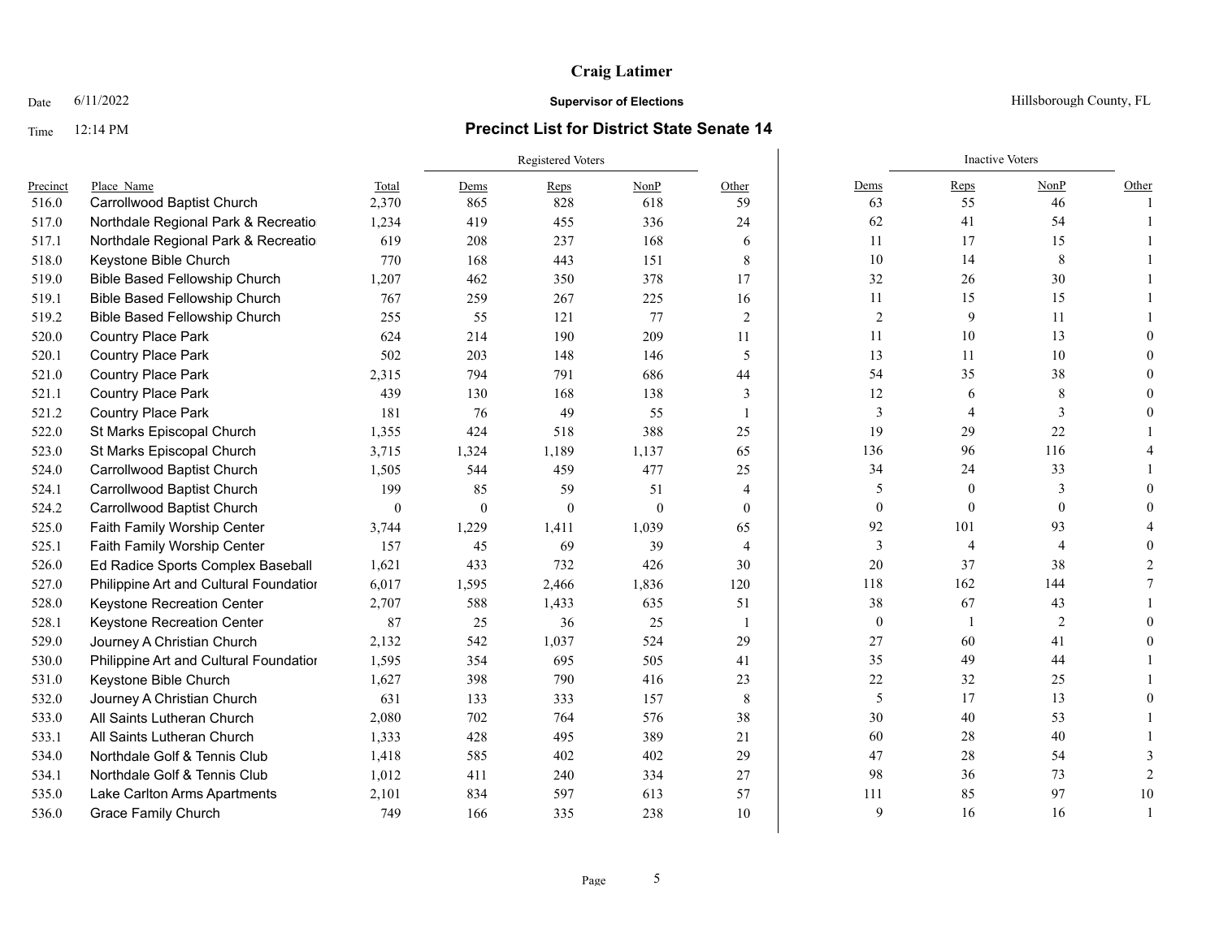**Craig Latimer**

Date 6/11/2022 **Supervisor of Elections** Hillsborough County, FL

Time 12:14 PM **Precinct List for District State Senate 14**

| | | | Registered Voters | | | | Inactive Voters | | | |
|---|---|---|---|---|---|---|---|---|---|---|
| Precinct | Place_Name | Total | Dems | Reps | NonP | Other | Dems | Reps | NonP | Other |
| 516.0 | Carrollwood Baptist Church | 2,370 | 865 | 828 | 618 | 59 | 63 | 55 | 46 | 1 |
| 517.0 | Northdale Regional Park & Recreatio | 1,234 | 419 | 455 | 336 | 24 | 62 | 41 | 54 | 1 |
| 517.1 | Northdale Regional Park & Recreatio | 619 | 208 | 237 | 168 | 6 | 11 | 17 | 15 | 1 |
| 518.0 | Keystone Bible Church | 770 | 168 | 443 | 151 | 8 | 10 | 14 | 8 | 1 |
| 519.0 | Bible Based Fellowship Church | 1,207 | 462 | 350 | 378 | 17 | 32 | 26 | 30 | 1 |
| 519.1 | Bible Based Fellowship Church | 767 | 259 | 267 | 225 | 16 | 11 | 15 | 15 | 1 |
| 519.2 | Bible Based Fellowship Church | 255 | 55 | 121 | 77 | 2 | 2 | 9 | 11 | 1 |
| 520.0 | Country Place Park | 624 | 214 | 190 | 209 | 11 | 11 | 10 | 13 | 0 |
| 520.1 | Country Place Park | 502 | 203 | 148 | 146 | 5 | 13 | 11 | 10 | 0 |
| 521.0 | Country Place Park | 2,315 | 794 | 791 | 686 | 44 | 54 | 35 | 38 | 0 |
| 521.1 | Country Place Park | 439 | 130 | 168 | 138 | 3 | 12 | 6 | 8 | 0 |
| 521.2 | Country Place Park | 181 | 76 | 49 | 55 | 1 | 3 | 4 | 3 | 0 |
| 522.0 | St Marks Episcopal Church | 1,355 | 424 | 518 | 388 | 25 | 19 | 29 | 22 | 1 |
| 523.0 | St Marks Episcopal Church | 3,715 | 1,324 | 1,189 | 1,137 | 65 | 136 | 96 | 116 | 4 |
| 524.0 | Carrollwood Baptist Church | 1,505 | 544 | 459 | 477 | 25 | 34 | 24 | 33 | 1 |
| 524.1 | Carrollwood Baptist Church | 199 | 85 | 59 | 51 | 4 | 5 | 0 | 3 | 0 |
| 524.2 | Carrollwood Baptist Church | 0 | 0 | 0 | 0 | 0 | 0 | 0 | 0 | 0 |
| 525.0 | Faith Family Worship Center | 3,744 | 1,229 | 1,411 | 1,039 | 65 | 92 | 101 | 93 | 4 |
| 525.1 | Faith Family Worship Center | 157 | 45 | 69 | 39 | 4 | 3 | 4 | 4 | 0 |
| 526.0 | Ed Radice Sports Complex Baseball | 1,621 | 433 | 732 | 426 | 30 | 20 | 37 | 38 | 2 |
| 527.0 | Philippine Art and Cultural Foundatior | 6,017 | 1,595 | 2,466 | 1,836 | 120 | 118 | 162 | 144 | 7 |
| 528.0 | Keystone Recreation Center | 2,707 | 588 | 1,433 | 635 | 51 | 38 | 67 | 43 | 1 |
| 528.1 | Keystone Recreation Center | 87 | 25 | 36 | 25 | 1 | 0 | 1 | 2 | 0 |
| 529.0 | Journey A Christian Church | 2,132 | 542 | 1,037 | 524 | 29 | 27 | 60 | 41 | 0 |
| 530.0 | Philippine Art and Cultural Foundatior | 1,595 | 354 | 695 | 505 | 41 | 35 | 49 | 44 | 1 |
| 531.0 | Keystone Bible Church | 1,627 | 398 | 790 | 416 | 23 | 22 | 32 | 25 | 1 |
| 532.0 | Journey A Christian Church | 631 | 133 | 333 | 157 | 8 | 5 | 17 | 13 | 0 |
| 533.0 | All Saints Lutheran Church | 2,080 | 702 | 764 | 576 | 38 | 30 | 40 | 53 | 1 |
| 533.1 | All Saints Lutheran Church | 1,333 | 428 | 495 | 389 | 21 | 60 | 28 | 40 | 1 |
| 534.0 | Northdale Golf & Tennis Club | 1,418 | 585 | 402 | 402 | 29 | 47 | 28 | 54 | 3 |
| 534.1 | Northdale Golf & Tennis Club | 1,012 | 411 | 240 | 334 | 27 | 98 | 36 | 73 | 2 |
| 535.0 | Lake Carlton Arms Apartments | 2,101 | 834 | 597 | 613 | 57 | 111 | 85 | 97 | 10 |
| 536.0 | Grace Family Church | 749 | 166 | 335 | 238 | 10 | 9 | 16 | 16 | 1 |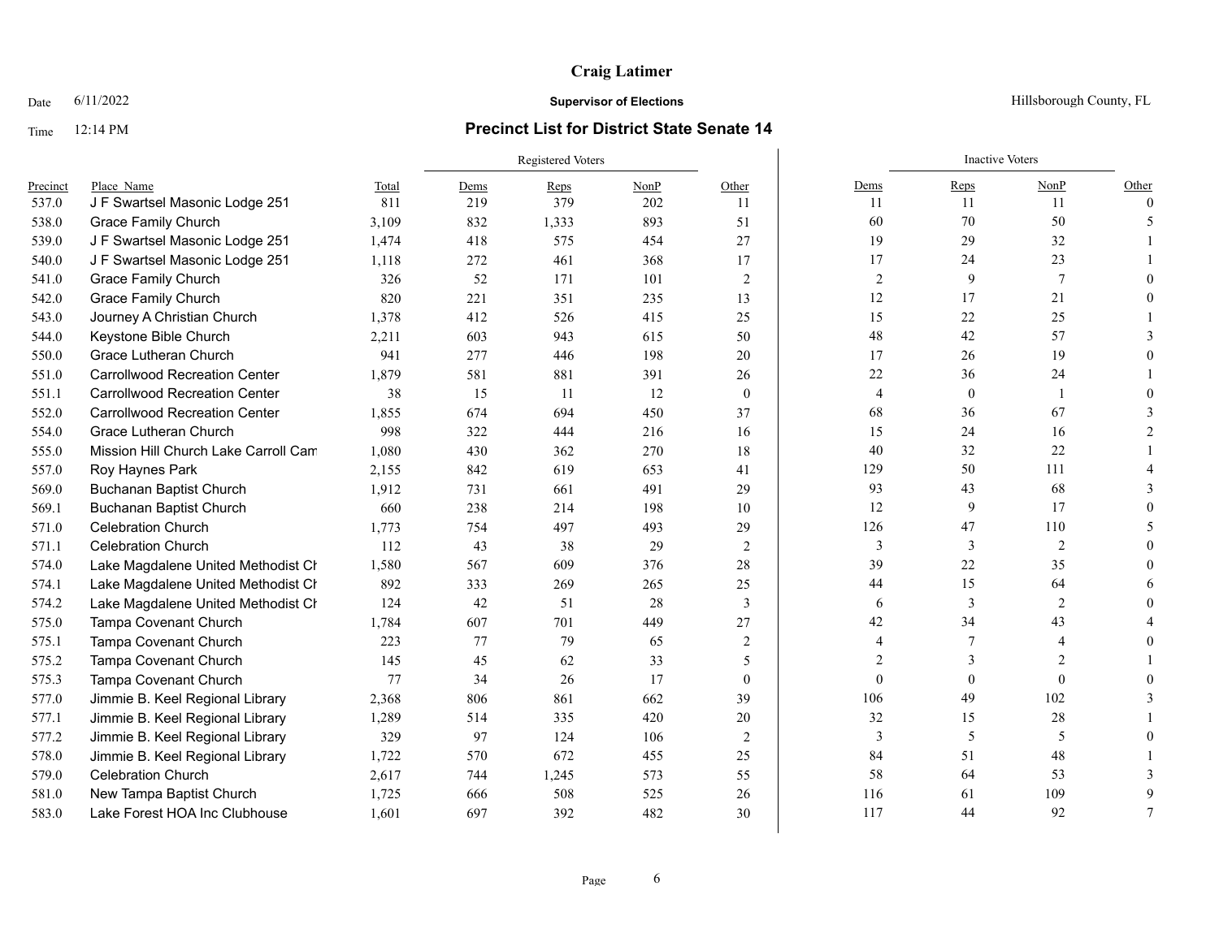**Craig Latimer**

Date 6/11/2022 **Supervisor of Elections** Hillsborough County, FL

Time 12:14 PM **Precinct List for District State Senate 14**

| | | | Registered Voters | | | | Inactive Voters | | | |
|---|---|---|---|---|---|---|---|---|---|---|
| Precinct | Place_Name | Total | Dems | Reps | NonP | Other | Dems | Reps | NonP | Other |
| 537.0 | J F Swartsel Masonic Lodge 251 | 811 | 219 | 379 | 202 | 11 | 11 | 11 | 11 | 0 |
| 538.0 | Grace Family Church | 3,109 | 832 | 1,333 | 893 | 51 | 60 | 70 | 50 | 5 |
| 539.0 | J F Swartsel Masonic Lodge 251 | 1,474 | 418 | 575 | 454 | 27 | 19 | 29 | 32 | 1 |
| 540.0 | J F Swartsel Masonic Lodge 251 | 1,118 | 272 | 461 | 368 | 17 | 17 | 24 | 23 | 1 |
| 541.0 | Grace Family Church | 326 | 52 | 171 | 101 | 2 | 2 | 9 | 7 | 0 |
| 542.0 | Grace Family Church | 820 | 221 | 351 | 235 | 13 | 12 | 17 | 21 | 0 |
| 543.0 | Journey A Christian Church | 1,378 | 412 | 526 | 415 | 25 | 15 | 22 | 25 | 1 |
| 544.0 | Keystone Bible Church | 2,211 | 603 | 943 | 615 | 50 | 48 | 42 | 57 | 3 |
| 550.0 | Grace Lutheran Church | 941 | 277 | 446 | 198 | 20 | 17 | 26 | 19 | 0 |
| 551.0 | Carrollwood Recreation Center | 1,879 | 581 | 881 | 391 | 26 | 22 | 36 | 24 | 1 |
| 551.1 | Carrollwood Recreation Center | 38 | 15 | 11 | 12 | 0 | 4 | 0 | 1 | 0 |
| 552.0 | Carrollwood Recreation Center | 1,855 | 674 | 694 | 450 | 37 | 68 | 36 | 67 | 3 |
| 554.0 | Grace Lutheran Church | 998 | 322 | 444 | 216 | 16 | 15 | 24 | 16 | 2 |
| 555.0 | Mission Hill Church Lake Carroll Cam | 1,080 | 430 | 362 | 270 | 18 | 40 | 32 | 22 | 1 |
| 557.0 | Roy Haynes Park | 2,155 | 842 | 619 | 653 | 41 | 129 | 50 | 111 | 4 |
| 569.0 | Buchanan Baptist Church | 1,912 | 731 | 661 | 491 | 29 | 93 | 43 | 68 | 3 |
| 569.1 | Buchanan Baptist Church | 660 | 238 | 214 | 198 | 10 | 12 | 9 | 17 | 0 |
| 571.0 | Celebration Church | 1,773 | 754 | 497 | 493 | 29 | 126 | 47 | 110 | 5 |
| 571.1 | Celebration Church | 112 | 43 | 38 | 29 | 2 | 3 | 3 | 2 | 0 |
| 574.0 | Lake Magdalene United Methodist Ch | 1,580 | 567 | 609 | 376 | 28 | 39 | 22 | 35 | 0 |
| 574.1 | Lake Magdalene United Methodist Ch | 892 | 333 | 269 | 265 | 25 | 44 | 15 | 64 | 6 |
| 574.2 | Lake Magdalene United Methodist Ch | 124 | 42 | 51 | 28 | 3 | 6 | 3 | 2 | 0 |
| 575.0 | Tampa Covenant Church | 1,784 | 607 | 701 | 449 | 27 | 42 | 34 | 43 | 4 |
| 575.1 | Tampa Covenant Church | 223 | 77 | 79 | 65 | 2 | 4 | 7 | 4 | 0 |
| 575.2 | Tampa Covenant Church | 145 | 45 | 62 | 33 | 5 | 2 | 3 | 2 | 1 |
| 575.3 | Tampa Covenant Church | 77 | 34 | 26 | 17 | 0 | 0 | 0 | 0 | 0 |
| 577.0 | Jimmie B. Keel Regional Library | 2,368 | 806 | 861 | 662 | 39 | 106 | 49 | 102 | 3 |
| 577.1 | Jimmie B. Keel Regional Library | 1,289 | 514 | 335 | 420 | 20 | 32 | 15 | 28 | 1 |
| 577.2 | Jimmie B. Keel Regional Library | 329 | 97 | 124 | 106 | 2 | 3 | 5 | 5 | 0 |
| 578.0 | Jimmie B. Keel Regional Library | 1,722 | 570 | 672 | 455 | 25 | 84 | 51 | 48 | 1 |
| 579.0 | Celebration Church | 2,617 | 744 | 1,245 | 573 | 55 | 58 | 64 | 53 | 3 |
| 581.0 | New Tampa Baptist Church | 1,725 | 666 | 508 | 525 | 26 | 116 | 61 | 109 | 9 |
| 583.0 | Lake Forest HOA Inc Clubhouse | 1,601 | 697 | 392 | 482 | 30 | 117 | 44 | 92 | 7 |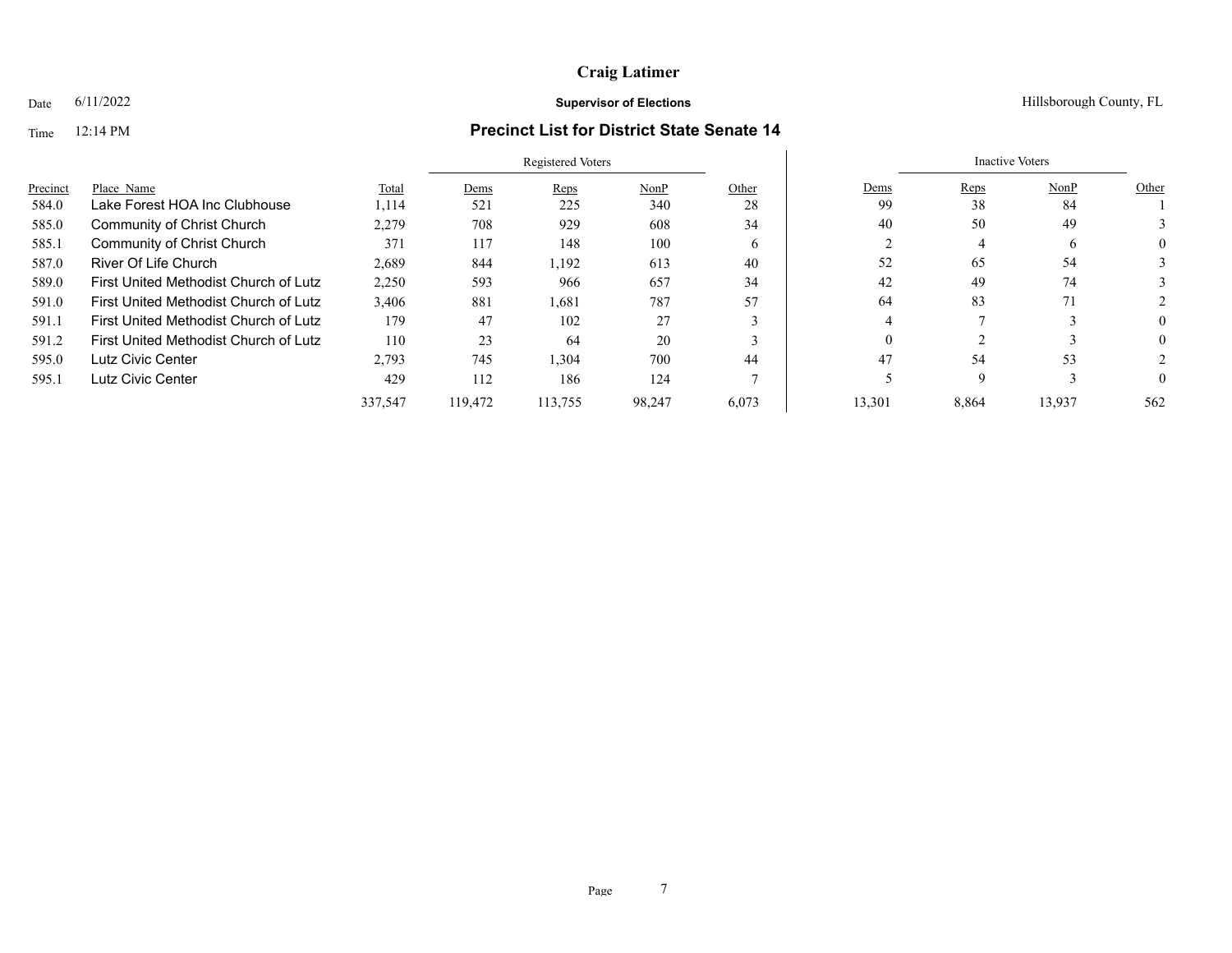# Craig Latimer

Date 6/11/2022 **Supervisor of Elections** Hillsborough County, FL

Time 12:14 PM

## Precinct List for District State Senate 14

| | | | Registered Voters | | | | Inactive Voters | | | |
|---|---|---|---|---|---|---|---|---|---|---|
| Precinct | Place_Name | Total | Dems | Reps | NonP | Other | Dems | Reps | NonP | Other |
| 584.0 | Lake Forest HOA Inc Clubhouse | 1,114 | 521 | 225 | 340 | 28 | 99 | 38 | 84 | 1 |
| 585.0 | Community of Christ Church | 2,279 | 708 | 929 | 608 | 34 | 40 | 50 | 49 | 3 |
| 585.1 | Community of Christ Church | 371 | 117 | 148 | 100 | 6 | 2 | 4 | 6 | 0 |
| 587.0 | River Of Life Church | 2,689 | 844 | 1,192 | 613 | 40 | 52 | 65 | 54 | 3 |
| 589.0 | First United Methodist Church of Lutz | 2,250 | 593 | 966 | 657 | 34 | 42 | 49 | 74 | 3 |
| 591.0 | First United Methodist Church of Lutz | 3,406 | 881 | 1,681 | 787 | 57 | 64 | 83 | 71 | 2 |
| 591.1 | First United Methodist Church of Lutz | 179 | 47 | 102 | 27 | 3 | 4 | 7 | 3 | 0 |
| 591.2 | First United Methodist Church of Lutz | 110 | 23 | 64 | 20 | 3 | 0 | 2 | 3 | 0 |
| 595.0 | Lutz Civic Center | 2,793 | 745 | 1,304 | 700 | 44 | 47 | 54 | 53 | 2 |
| 595.1 | Lutz Civic Center | 429 | 112 | 186 | 124 | 7 | 5 | 9 | 3 | 0 |
| | | 337,547 | 119,472 | 113,755 | 98,247 | 6,073 | 13,301 | 8,864 | 13,937 | 562 |